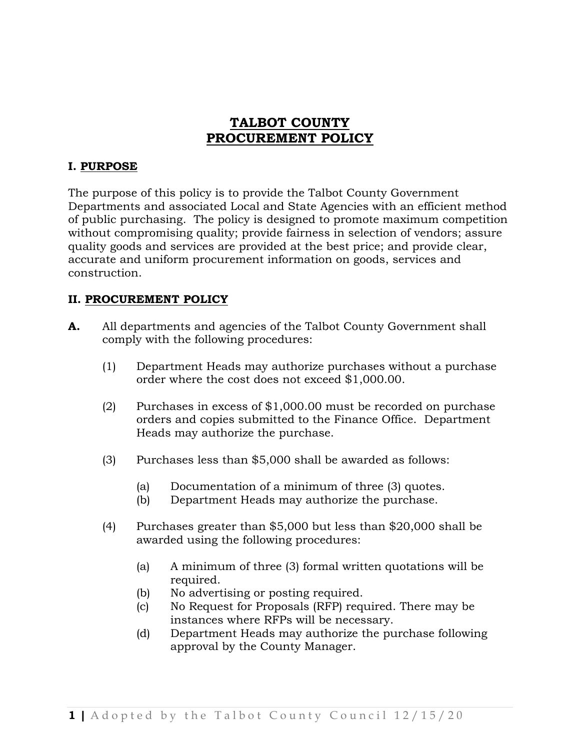# TALBOT COUNTY PROCUREMENT POLICY

## I. PURPOSE

The purpose of this policy is to provide the Talbot County Government Departments and associated Local and State Agencies with an efficient method of public purchasing. The policy is designed to promote maximum competition without compromising quality; provide fairness in selection of vendors; assure quality goods and services are provided at the best price; and provide clear, accurate and uniform procurement information on goods, services and construction.

## II. PROCUREMENT POLICY

**A.** All departments and agencies of the Talbot County Government shall comply with the following procedures:

(1) Department Heads may authorize purchases without a purchase order where the cost does not exceed $1,000.00.

(2) Purchases in excess of $1,000.00 must be recorded on purchase orders and copies submitted to the Finance Office. Department Heads may authorize the purchase.

(3) Purchases less than $5,000 shall be awarded as follows:

- (a) Documentation of a minimum of three (3) quotes.
- (b) Department Heads may authorize the purchase.

(4) Purchases greater than $5,000 but less than $20,000 shall be awarded using the following procedures:

- (a) A minimum of three (3) formal written quotations will be required.
- (b) No advertising or posting required.
- (c) No Request for Proposals (RFP) required. There may be instances where RFPs will be necessary.
- (d) Department Heads may authorize the purchase following approval by the County Manager.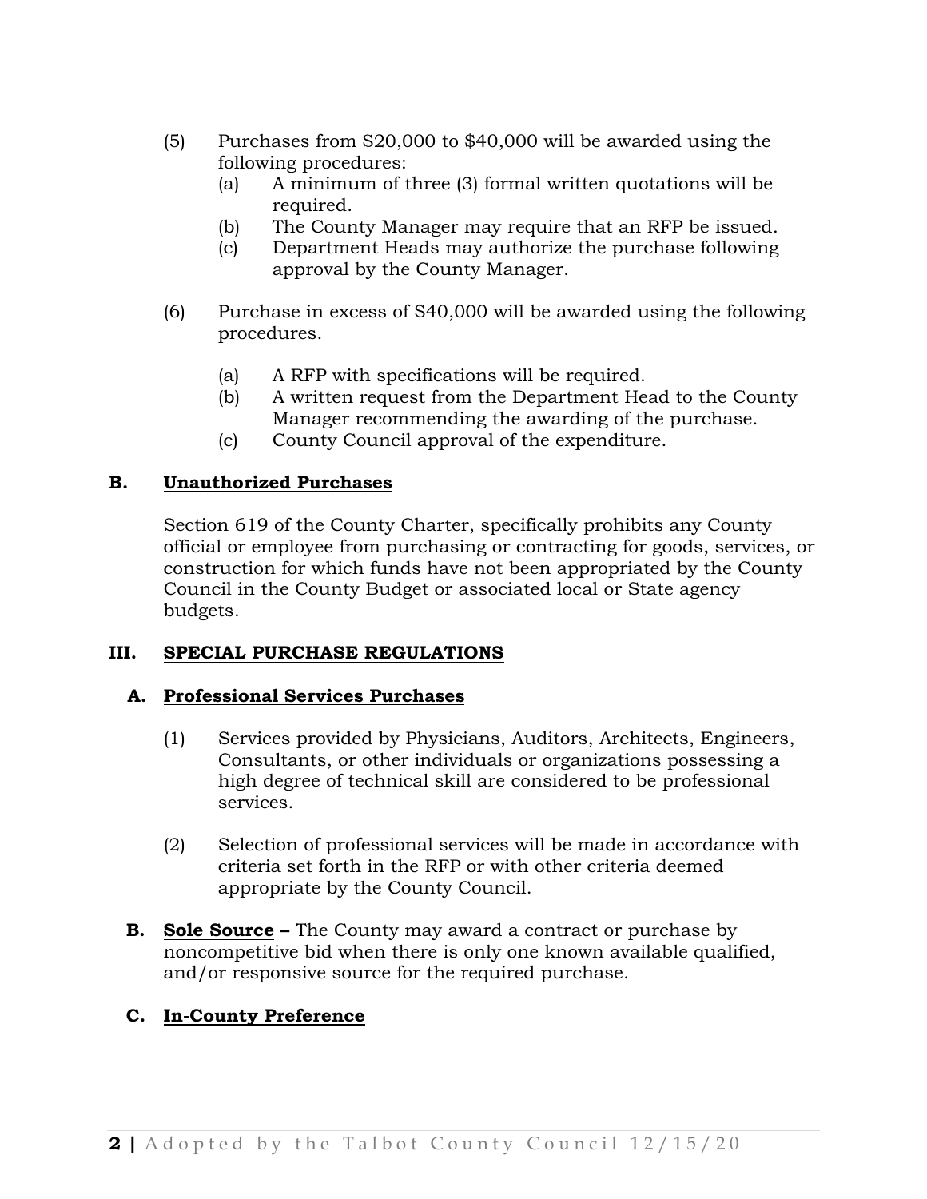(5) Purchases from $20,000 to $40,000 will be awarded using the following procedures:
   (a) A minimum of three (3) formal written quotations will be required.
   (b) The County Manager may require that an RFP be issued.
   (c) Department Heads may authorize the purchase following approval by the County Manager.

(6) Purchase in excess of $40,000 will be awarded using the following procedures.

   (a) A RFP with specifications will be required.
   (b) A written request from the Department Head to the County Manager recommending the awarding of the purchase.
   (c) County Council approval of the expenditure.

### B. <u>Unauthorized Purchases</u>

Section 619 of the County Charter, specifically prohibits any County official or employee from purchasing or contracting for goods, services, or construction for which funds have not been appropriated by the County Council in the County Budget or associated local or State agency budgets.

## III. <u>SPECIAL PURCHASE REGULATIONS</u>

### A. <u>Professional Services Purchases</u>

(1) Services provided by Physicians, Auditors, Architects, Engineers, Consultants, or other individuals or organizations possessing a high degree of technical skill are considered to be professional services.

(2) Selection of professional services will be made in accordance with criteria set forth in the RFP or with other criteria deemed appropriate by the County Council.

**B. <u>Sole Source</u> –** The County may award a contract or purchase by noncompetitive bid when there is only one known available qualified, and/or responsive source for the required purchase.

### C. <u>In-County Preference</u>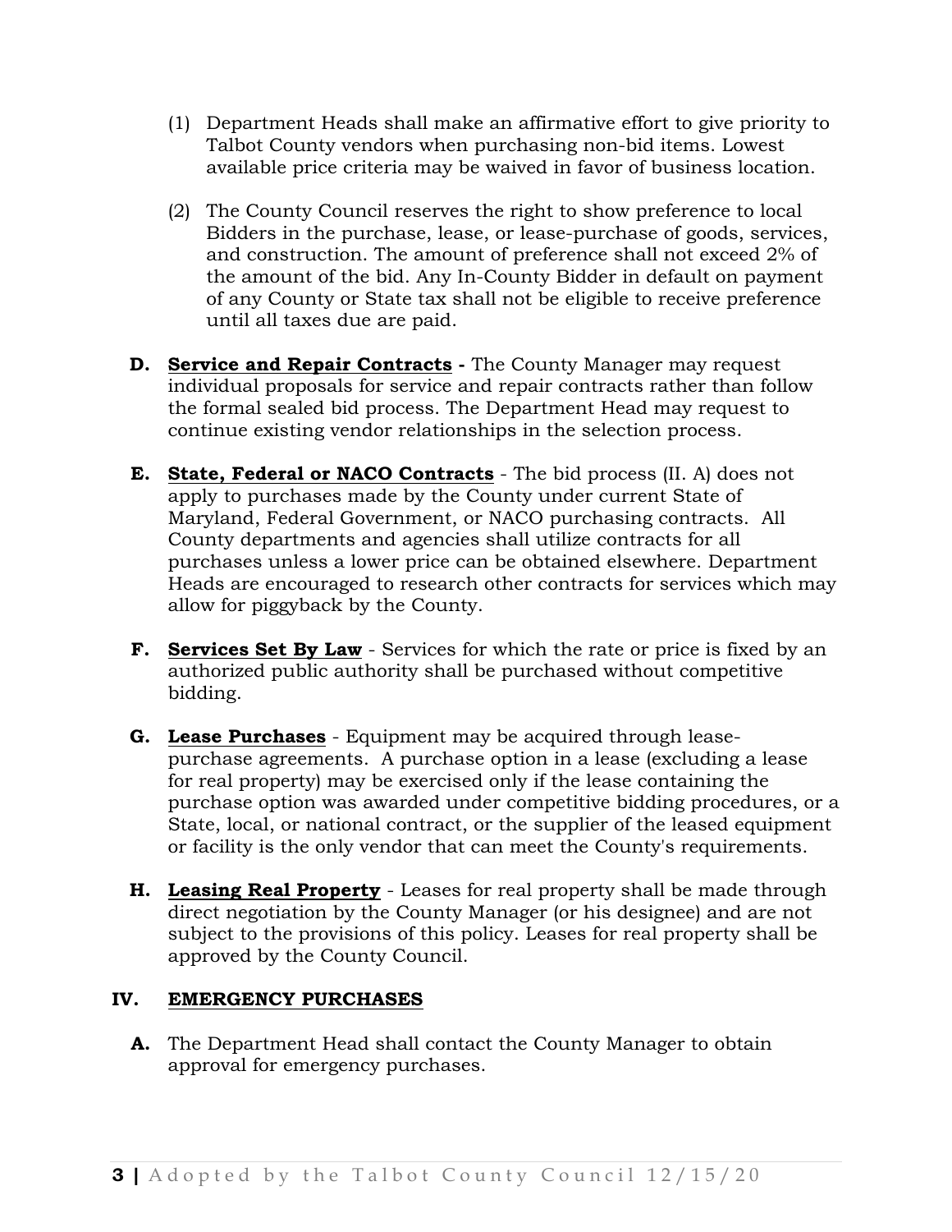(1) Department Heads shall make an affirmative effort to give priority to Talbot County vendors when purchasing non-bid items. Lowest available price criteria may be waived in favor of business location.

(2) The County Council reserves the right to show preference to local Bidders in the purchase, lease, or lease-purchase of goods, services, and construction. The amount of preference shall not exceed 2% of the amount of the bid. Any In-County Bidder in default on payment of any County or State tax shall not be eligible to receive preference until all taxes due are paid.

**D.** **Service and Repair Contracts -** The County Manager may request individual proposals for service and repair contracts rather than follow the formal sealed bid process. The Department Head may request to continue existing vendor relationships in the selection process.

**E.** **State, Federal or NACO Contracts** - The bid process (II. A) does not apply to purchases made by the County under current State of Maryland, Federal Government, or NACO purchasing contracts. All County departments and agencies shall utilize contracts for all purchases unless a lower price can be obtained elsewhere. Department Heads are encouraged to research other contracts for services which may allow for piggyback by the County.

**F.** **Services Set By Law** - Services for which the rate or price is fixed by an authorized public authority shall be purchased without competitive bidding.

**G.** **Lease Purchases** - Equipment may be acquired through lease-purchase agreements. A purchase option in a lease (excluding a lease for real property) may be exercised only if the lease containing the purchase option was awarded under competitive bidding procedures, or a State, local, or national contract, or the supplier of the leased equipment or facility is the only vendor that can meet the County's requirements.

**H.** **Leasing Real Property** - Leases for real property shall be made through direct negotiation by the County Manager (or his designee) and are not subject to the provisions of this policy. Leases for real property shall be approved by the County Council.

## IV. EMERGENCY PURCHASES

**A.** The Department Head shall contact the County Manager to obtain approval for emergency purchases.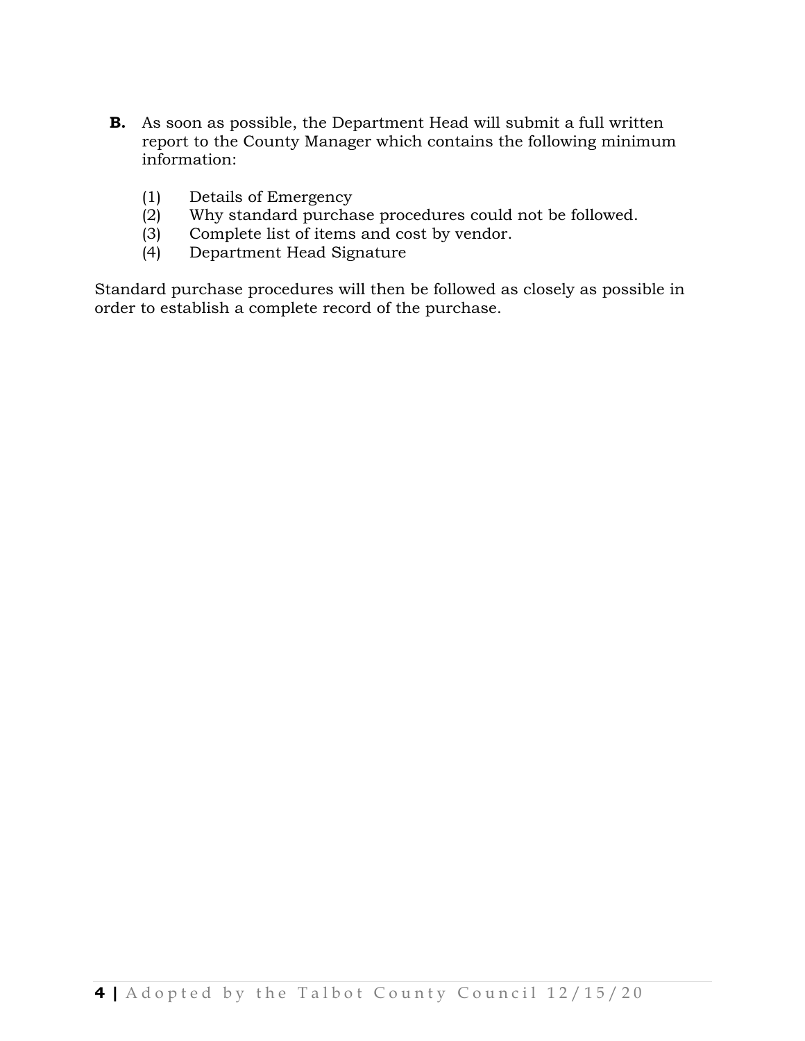**B.** As soon as possible, the Department Head will submit a full written report to the County Manager which contains the following minimum information:

(1) Details of Emergency
(2) Why standard purchase procedures could not be followed.
(3) Complete list of items and cost by vendor.
(4) Department Head Signature

Standard purchase procedures will then be followed as closely as possible in order to establish a complete record of the purchase.